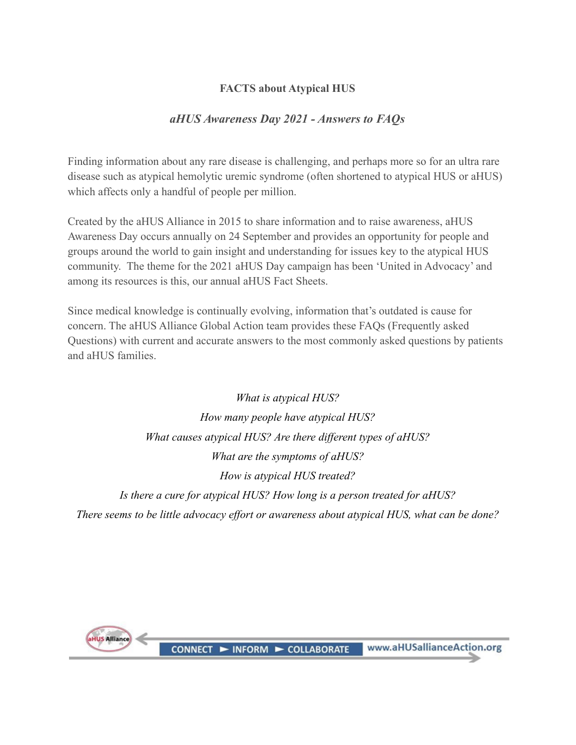# FACTS about Atypical HUS

## *aHUS Awareness Day 2021 - Answers to FAQs*

Finding information about any rare disease is challenging, and perhaps more so for an ultra rare disease such as atypical hemolytic uremic syndrome (often shortened to atypical HUS or aHUS) which affects only a handful of people per million.

Created by the aHUS Alliance in 2015 to share information and to raise awareness, aHUS Awareness Day occurs annually on 24 September and provides an opportunity for people and groups around the world to gain insight and understanding for issues key to the atypical HUS community. The theme for the 2021 aHUS Day campaign has been 'United in Advocacy' and among its resources is this, our annual aHUS Fact Sheets.

Since medical knowledge is continually evolving, information that's outdated is cause for concern. The aHUS Alliance Global Action team provides these FAQs (Frequently asked Questions) with current and accurate answers to the most commonly asked questions by patients and aHUS families.

*What is atypical HUS?*

*How many people have atypical HUS?*

*What causes atypical HUS? Are there different types of aHUS?*

*What are the symptoms of aHUS?*

*How is atypical HUS treated?*

*Is there a cure for atypical HUS? How long is a person treated for aHUS?*

*There seems to be little advocacy effort or awareness about atypical HUS, what can be done?*

aHUS Alliance — CONNECT ► INFORM ► COLLABORATE — www.aHUSallianceAction.org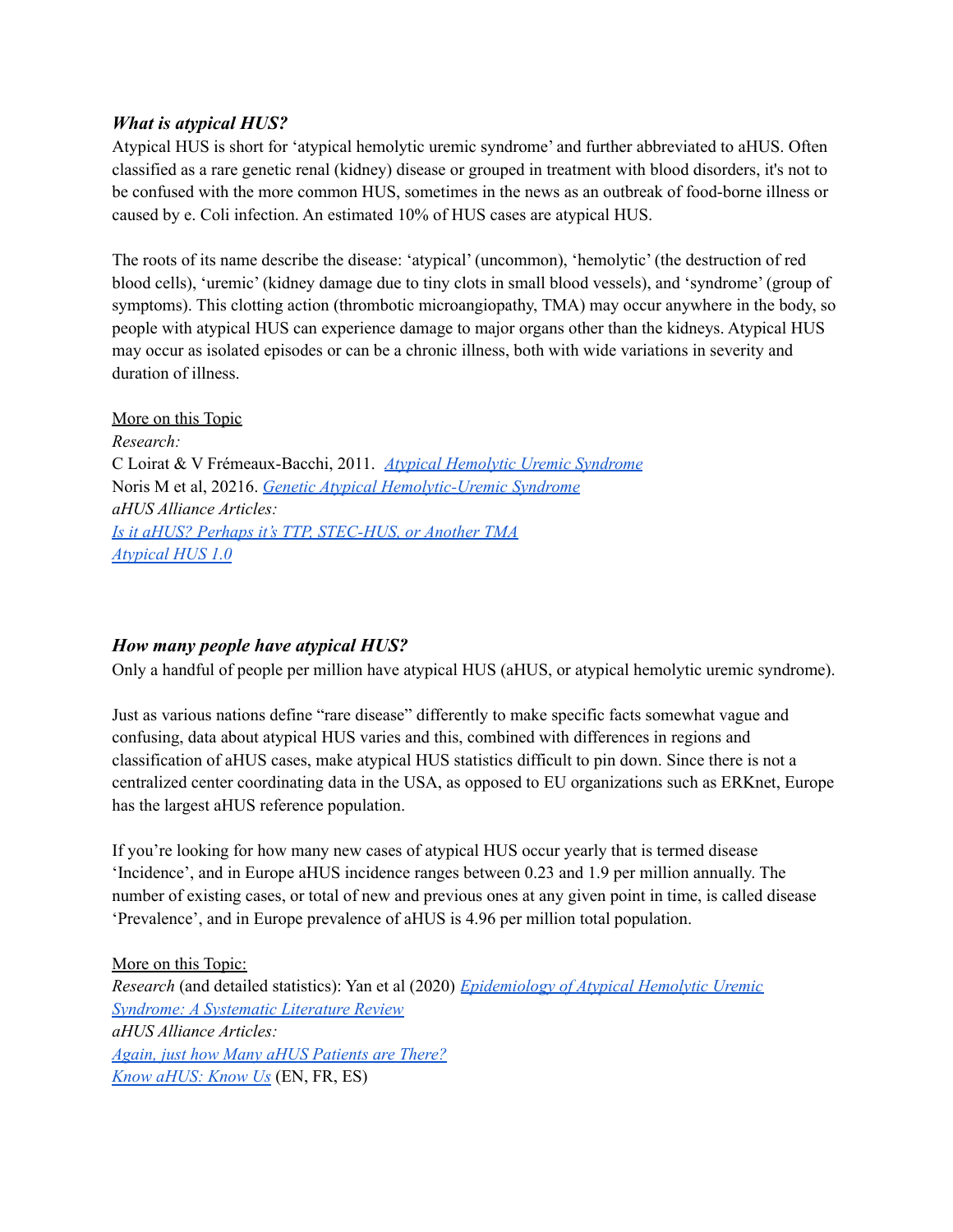### *What is atypical HUS?*

Atypical HUS is short for 'atypical hemolytic uremic syndrome' and further abbreviated to aHUS. Often classified as a rare genetic renal (kidney) disease or grouped in treatment with blood disorders, it's not to be confused with the more common HUS, sometimes in the news as an outbreak of food-borne illness or caused by e. Coli infection. An estimated 10% of HUS cases are atypical HUS.

The roots of its name describe the disease: 'atypical' (uncommon), 'hemolytic' (the destruction of red blood cells), 'uremic' (kidney damage due to tiny clots in small blood vessels), and 'syndrome' (group of symptoms). This clotting action (thrombotic microangiopathy, TMA) may occur anywhere in the body, so people with atypical HUS can experience damage to major organs other than the kidneys. Atypical HUS may occur as isolated episodes or can be a chronic illness, both with wide variations in severity and duration of illness.

More on this Topic
*Research:*
C Loirat & V Frémeaux-Bacchi, 2011. *Atypical Hemolytic Uremic Syndrome*
Noris M et al, 20216. *Genetic Atypical Hemolytic-Uremic Syndrome*
*aHUS Alliance Articles:*
*Is it aHUS? Perhaps it's TTP, STEC-HUS, or Another TMA*
*Atypical HUS 1.0*

### *How many people have atypical HUS?*

Only a handful of people per million have atypical HUS (aHUS, or atypical hemolytic uremic syndrome).

Just as various nations define "rare disease" differently to make specific facts somewhat vague and confusing, data about atypical HUS varies and this, combined with differences in regions and classification of aHUS cases, make atypical HUS statistics difficult to pin down. Since there is not a centralized center coordinating data in the USA, as opposed to EU organizations such as ERKnet, Europe has the largest aHUS reference population.

If you're looking for how many new cases of atypical HUS occur yearly that is termed disease 'Incidence', and in Europe aHUS incidence ranges between 0.23 and 1.9 per million annually. The number of existing cases, or total of new and previous ones at any given point in time, is called disease 'Prevalence', and in Europe prevalence of aHUS is 4.96 per million total population.

More on this Topic:
*Research* (and detailed statistics): Yan et al (2020) *Epidemiology of Atypical Hemolytic Uremic Syndrome: A Systematic Literature Review*
*aHUS Alliance Articles:*
*Again, just how Many aHUS Patients are There?*
*Know aHUS: Know Us* (EN, FR, ES)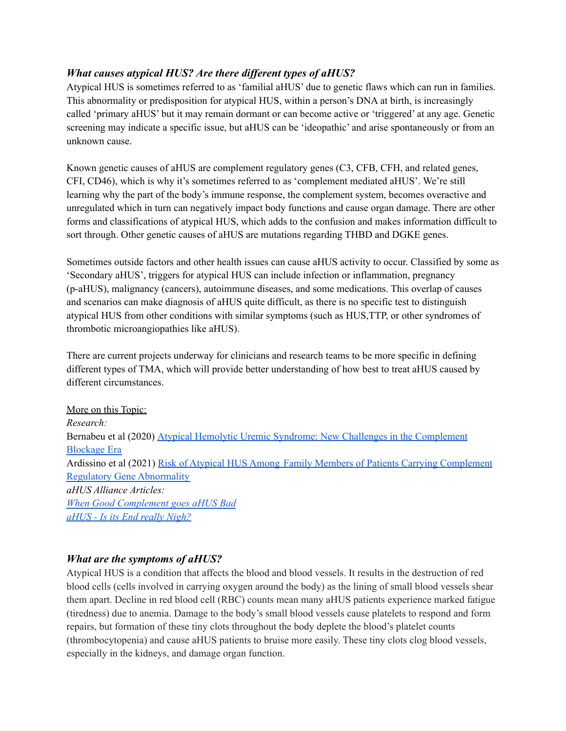### *What causes atypical HUS? Are there different types of aHUS?*

Atypical HUS is sometimes referred to as 'familial aHUS' due to genetic flaws which can run in families. This abnormality or predisposition for atypical HUS, within a person's DNA at birth, is increasingly called 'primary aHUS' but it may remain dormant or can become active or 'triggered' at any age. Genetic screening may indicate a specific issue, but aHUS can be 'ideopathic' and arise spontaneously or from an unknown cause.

Known genetic causes of aHUS are complement regulatory genes (C3, CFB, CFH, and related genes, CFI, CD46), which is why it's sometimes referred to as 'complement mediated aHUS'. We're still learning why the part of the body's immune response, the complement system, becomes overactive and unregulated which in turn can negatively impact body functions and cause organ damage. There are other forms and classifications of atypical HUS, which adds to the confusion and makes information difficult to sort through. Other genetic causes of aHUS are mutations regarding THBD and DGKE genes.

Sometimes outside factors and other health issues can cause aHUS activity to occur. Classified by some as 'Secondary aHUS', triggers for atypical HUS can include infection or inflammation, pregnancy (p-aHUS), malignancy (cancers), autoimmune diseases, and some medications. This overlap of causes and scenarios can make diagnosis of aHUS quite difficult, as there is no specific test to distinguish atypical HUS from other conditions with similar symptoms (such as HUS,TTP, or other syndromes of thrombotic microangiopathies like aHUS).

There are current projects underway for clinicians and research teams to be more specific in defining different types of TMA, which will provide better understanding of how best to treat aHUS caused by different circumstances.

More on this Topic:

*Research:*

Bernabeu et al (2020) Atypical Hemolytic Uremic Syndrome: New Challenges in the Complement Blockage Era

Ardissino et al (2021) Risk of Atypical HUS Among Family Members of Patients Carrying Complement Regulatory Gene Abnormality

*aHUS Alliance Articles:*

*When Good Complement goes aHUS Bad*

*aHUS - Is its End really Nigh?*

### *What are the symptoms of aHUS?*

Atypical HUS is a condition that affects the blood and blood vessels. It results in the destruction of red blood cells (cells involved in carrying oxygen around the body) as the lining of small blood vessels shear them apart. Decline in red blood cell (RBC) counts mean many aHUS patients experience marked fatigue (tiredness) due to anemia. Damage to the body's small blood vessels cause platelets to respond and form repairs, but formation of these tiny clots throughout the body deplete the blood's platelet counts (thrombocytopenia) and cause aHUS patients to bruise more easily. These tiny clots clog blood vessels, especially in the kidneys, and damage organ function.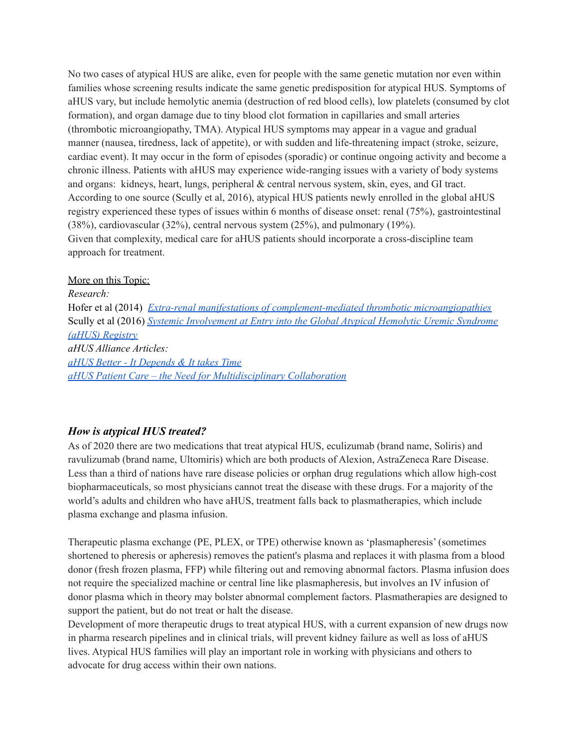No two cases of atypical HUS are alike, even for people with the same genetic mutation nor even within families whose screening results indicate the same genetic predisposition for atypical HUS. Symptoms of aHUS vary, but include hemolytic anemia (destruction of red blood cells), low platelets (consumed by clot formation), and organ damage due to tiny blood clot formation in capillaries and small arteries (thrombotic microangiopathy, TMA). Atypical HUS symptoms may appear in a vague and gradual manner (nausea, tiredness, lack of appetite), or with sudden and life-threatening impact (stroke, seizure, cardiac event). It may occur in the form of episodes (sporadic) or continue ongoing activity and become a chronic illness. Patients with aHUS may experience wide-ranging issues with a variety of body systems and organs: kidneys, heart, lungs, peripheral & central nervous system, skin, eyes, and GI tract. According to one source (Scully et al, 2016), atypical HUS patients newly enrolled in the global aHUS registry experienced these types of issues within 6 months of disease onset: renal (75%), gastrointestinal (38%), cardiovascular (32%), central nervous system (25%), and pulmonary (19%).
Given that complexity, medical care for aHUS patients should incorporate a cross-discipline team approach for treatment.

<u>More on this Topic:</u>
*Research:*
Hofer et al (2014) *Extra-renal manifestations of complement-mediated thrombotic microangiopathies*
Scully et al (2016) *Systemic Involvement at Entry into the Global Atypical Hemolytic Uremic Syndrome (aHUS) Registry*
*aHUS Alliance Articles:*
*aHUS Better - It Depends & It takes Time*
*aHUS Patient Care – the Need for Multidisciplinary Collaboration*

### ***How is atypical HUS treated?***

As of 2020 there are two medications that treat atypical HUS, eculizumab (brand name, Soliris) and ravulizumab (brand name, Ultomiris) which are both products of Alexion, AstraZeneca Rare Disease. Less than a third of nations have rare disease policies or orphan drug regulations which allow high-cost biopharmaceuticals, so most physicians cannot treat the disease with these drugs. For a majority of the world's adults and children who have aHUS, treatment falls back to plasmatherapies, which include plasma exchange and plasma infusion.

Therapeutic plasma exchange (PE, PLEX, or TPE) otherwise known as 'plasmapheresis' (sometimes shortened to pheresis or apheresis) removes the patient's plasma and replaces it with plasma from a blood donor (fresh frozen plasma, FFP) while filtering out and removing abnormal factors. Plasma infusion does not require the specialized machine or central line like plasmapheresis, but involves an IV infusion of donor plasma which in theory may bolster abnormal complement factors. Plasmatherapies are designed to support the patient, but do not treat or halt the disease.
Development of more therapeutic drugs to treat atypical HUS, with a current expansion of new drugs now in pharma research pipelines and in clinical trials, will prevent kidney failure as well as loss of aHUS lives. Atypical HUS families will play an important role in working with physicians and others to advocate for drug access within their own nations.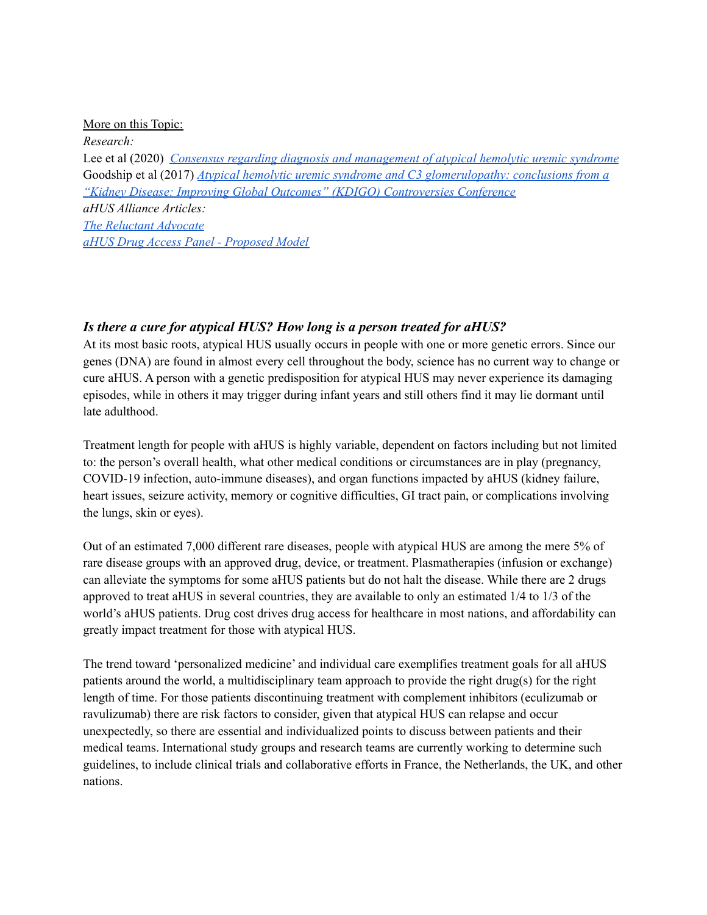More on this Topic:

*Research:*

Lee et al (2020) *Consensus regarding diagnosis and management of atypical hemolytic uremic syndrome*

Goodship et al (2017) *Atypical hemolytic uremic syndrome and C3 glomerulopathy: conclusions from a "Kidney Disease: Improving Global Outcomes" (KDIGO) Controversies Conference*

*aHUS Alliance Articles:*

*The Reluctant Advocate*

*aHUS Drug Access Panel - Proposed Model*

### *Is there a cure for atypical HUS? How long is a person treated for aHUS?*

At its most basic roots, atypical HUS usually occurs in people with one or more genetic errors. Since our genes (DNA) are found in almost every cell throughout the body, science has no current way to change or cure aHUS. A person with a genetic predisposition for atypical HUS may never experience its damaging episodes, while in others it may trigger during infant years and still others find it may lie dormant until late adulthood.

Treatment length for people with aHUS is highly variable, dependent on factors including but not limited to: the person's overall health, what other medical conditions or circumstances are in play (pregnancy, COVID-19 infection, auto-immune diseases), and organ functions impacted by aHUS (kidney failure, heart issues, seizure activity, memory or cognitive difficulties, GI tract pain, or complications involving the lungs, skin or eyes).

Out of an estimated 7,000 different rare diseases, people with atypical HUS are among the mere 5% of rare disease groups with an approved drug, device, or treatment. Plasmatherapies (infusion or exchange) can alleviate the symptoms for some aHUS patients but do not halt the disease. While there are 2 drugs approved to treat aHUS in several countries, they are available to only an estimated 1/4 to 1/3 of the world's aHUS patients. Drug cost drives drug access for healthcare in most nations, and affordability can greatly impact treatment for those with atypical HUS.

The trend toward 'personalized medicine' and individual care exemplifies treatment goals for all aHUS patients around the world, a multidisciplinary team approach to provide the right drug(s) for the right length of time. For those patients discontinuing treatment with complement inhibitors (eculizumab or ravulizumab) there are risk factors to consider, given that atypical HUS can relapse and occur unexpectedly, so there are essential and individualized points to discuss between patients and their medical teams. International study groups and research teams are currently working to determine such guidelines, to include clinical trials and collaborative efforts in France, the Netherlands, the UK, and other nations.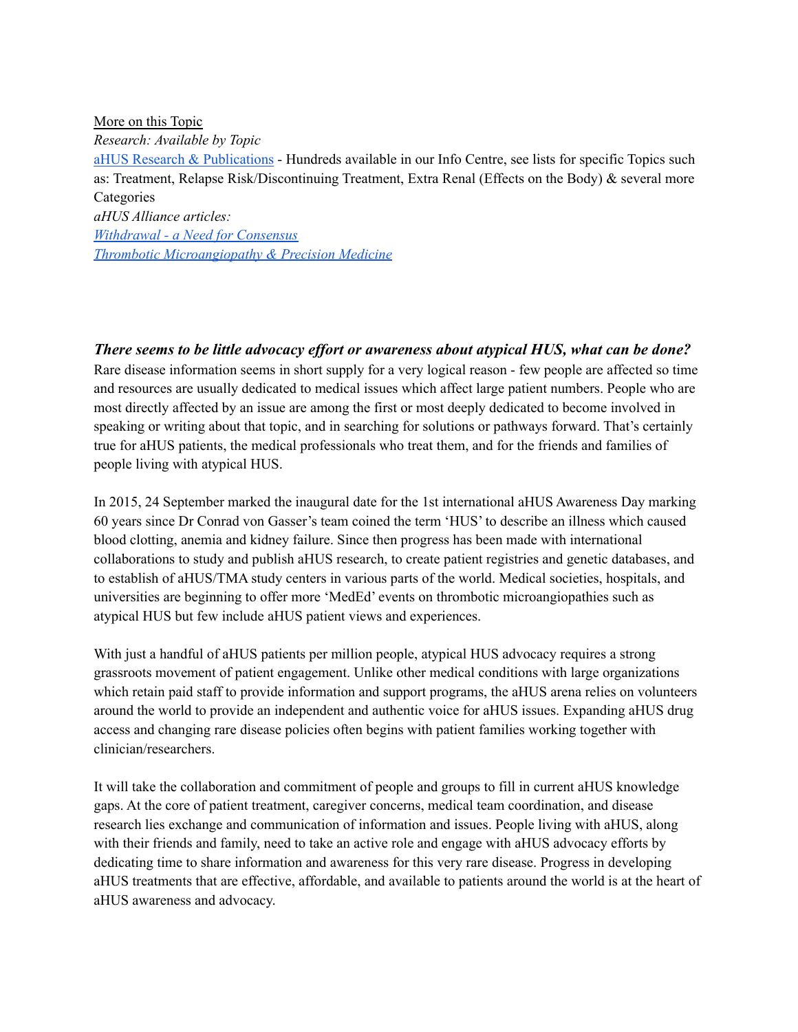More on this Topic

*Research: Available by Topic*

[aHUS Research & Publications]() - Hundreds available in our Info Centre, see lists for specific Topics such as: Treatment, Relapse Risk/Discontinuing Treatment, Extra Renal (Effects on the Body) & several more Categories

*aHUS Alliance articles:*

*[Withdrawal - a Need for Consensus]()*

*[Thrombotic Microangiopathy & Precision Medicine]()*

### *There seems to be little advocacy effort or awareness about atypical HUS, what can be done?*

Rare disease information seems in short supply for a very logical reason - few people are affected so time and resources are usually dedicated to medical issues which affect large patient numbers. People who are most directly affected by an issue are among the first or most deeply dedicated to become involved in speaking or writing about that topic, and in searching for solutions or pathways forward. That's certainly true for aHUS patients, the medical professionals who treat them, and for the friends and families of people living with atypical HUS.

In 2015, 24 September marked the inaugural date for the 1st international aHUS Awareness Day marking 60 years since Dr Conrad von Gasser's team coined the term 'HUS' to describe an illness which caused blood clotting, anemia and kidney failure. Since then progress has been made with international collaborations to study and publish aHUS research, to create patient registries and genetic databases, and to establish of aHUS/TMA study centers in various parts of the world. Medical societies, hospitals, and universities are beginning to offer more 'MedEd' events on thrombotic microangiopathies such as atypical HUS but few include aHUS patient views and experiences.

With just a handful of aHUS patients per million people, atypical HUS advocacy requires a strong grassroots movement of patient engagement. Unlike other medical conditions with large organizations which retain paid staff to provide information and support programs, the aHUS arena relies on volunteers around the world to provide an independent and authentic voice for aHUS issues. Expanding aHUS drug access and changing rare disease policies often begins with patient families working together with clinician/researchers.

It will take the collaboration and commitment of people and groups to fill in current aHUS knowledge gaps. At the core of patient treatment, caregiver concerns, medical team coordination, and disease research lies exchange and communication of information and issues. People living with aHUS, along with their friends and family, need to take an active role and engage with aHUS advocacy efforts by dedicating time to share information and awareness for this very rare disease. Progress in developing aHUS treatments that are effective, affordable, and available to patients around the world is at the heart of aHUS awareness and advocacy.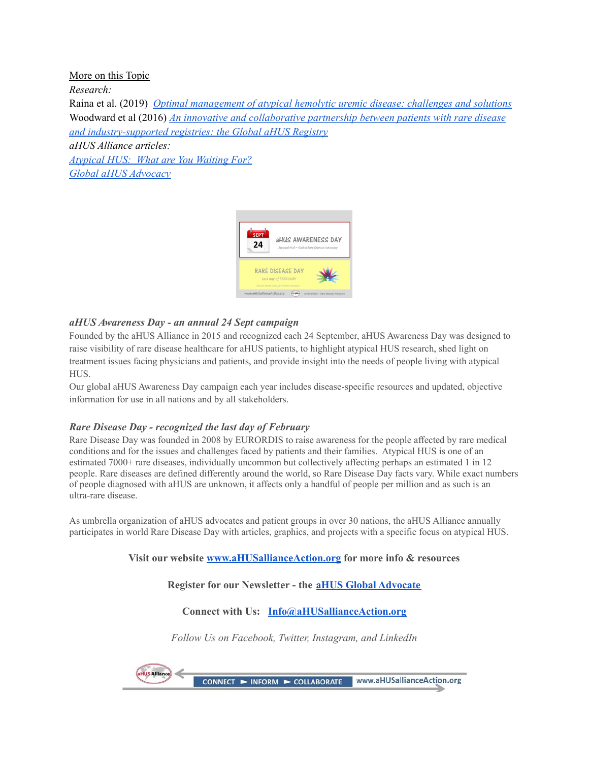More on this Topic

*Research:*

Raina et al. (2019) *Optimal management of atypical hemolytic uremic disease: challenges and solutions*

Woodward et al (2016) *An innovative and collaborative partnership between patients with rare disease and industry-supported registries: the Global aHUS Registry*

*aHUS Alliance articles:*

*Atypical HUS: What are You Waiting For?*

*Global aHUS Advocacy*

### *aHUS Awareness Day - an annual 24 Sept campaign*

Founded by the aHUS Alliance in 2015 and recognized each 24 September, aHUS Awareness Day was designed to raise visibility of rare disease healthcare for aHUS patients, to highlight atypical HUS research, shed light on treatment issues facing physicians and patients, and provide insight into the needs of people living with atypical HUS.

Our global aHUS Awareness Day campaign each year includes disease-specific resources and updated, objective information for use in all nations and by all stakeholders.

### *Rare Disease Day - recognized the last day of February*

Rare Disease Day was founded in 2008 by EURORDIS to raise awareness for the people affected by rare medical conditions and for the issues and challenges faced by patients and their families. Atypical HUS is one of an estimated 7000+ rare diseases, individually uncommon but collectively affecting perhaps an estimated 1 in 12 people. Rare diseases are defined differently around the world, so Rare Disease Day facts vary. While exact numbers of people diagnosed with aHUS are unknown, it affects only a handful of people per million and as such is an ultra-rare disease.

As umbrella organization of aHUS advocates and patient groups in over 30 nations, the aHUS Alliance annually participates in world Rare Disease Day with articles, graphics, and projects with a specific focus on atypical HUS.

**Visit our website www.aHUSallianceAction.org for more info & resources**

**Register for our Newsletter - the aHUS Global Advocate**

**Connect with Us: Info@aHUSallianceAction.org**

*Follow Us on Facebook, Twitter, Instagram, and LinkedIn*

CONNECT ► INFORM ► COLLABORATE www.aHUSallianceAction.org